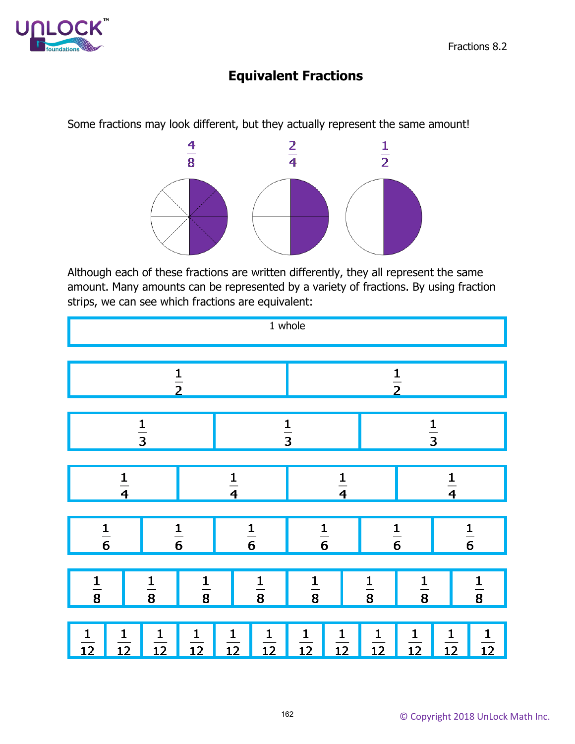# Equivalent Fractions

Some fractions may look different, but they actually represent the same amount!

$\frac{4}{8}$ $\frac{2}{4}$ $\frac{1}{2}$

Although each of these fractions are written differently, they all represent the same amount. Many amounts can be represented by a variety of fractions. By using fraction strips, we can see which fractions are equivalent:

| 1 whole |
|---|

| $\frac{1}{2}$ | $\frac{1}{2}$ |
|---|---|

| $\frac{1}{3}$ | $\frac{1}{3}$ | $\frac{1}{3}$ |
|---|---|---|

| $\frac{1}{4}$ | $\frac{1}{4}$ | $\frac{1}{4}$ | $\frac{1}{4}$ |
|---|---|---|---|

| $\frac{1}{6}$ | $\frac{1}{6}$ | $\frac{1}{6}$ | $\frac{1}{6}$ | $\frac{1}{6}$ | $\frac{1}{6}$ |
|---|---|---|---|---|---|

| $\frac{1}{8}$ | $\frac{1}{8}$ | $\frac{1}{8}$ | $\frac{1}{8}$ | $\frac{1}{8}$ | $\frac{1}{8}$ | $\frac{1}{8}$ | $\frac{1}{8}$ |
|---|---|---|---|---|---|---|---|

| $\frac{1}{12}$ | $\frac{1}{12}$ | $\frac{1}{12}$ | $\frac{1}{12}$ | $\frac{1}{12}$ | $\frac{1}{12}$ | $\frac{1}{12}$ | $\frac{1}{12}$ | $\frac{1}{12}$ | $\frac{1}{12}$ | $\frac{1}{12}$ | $\frac{1}{12}$ |
|---|---|---|---|---|---|---|---|---|---|---|---|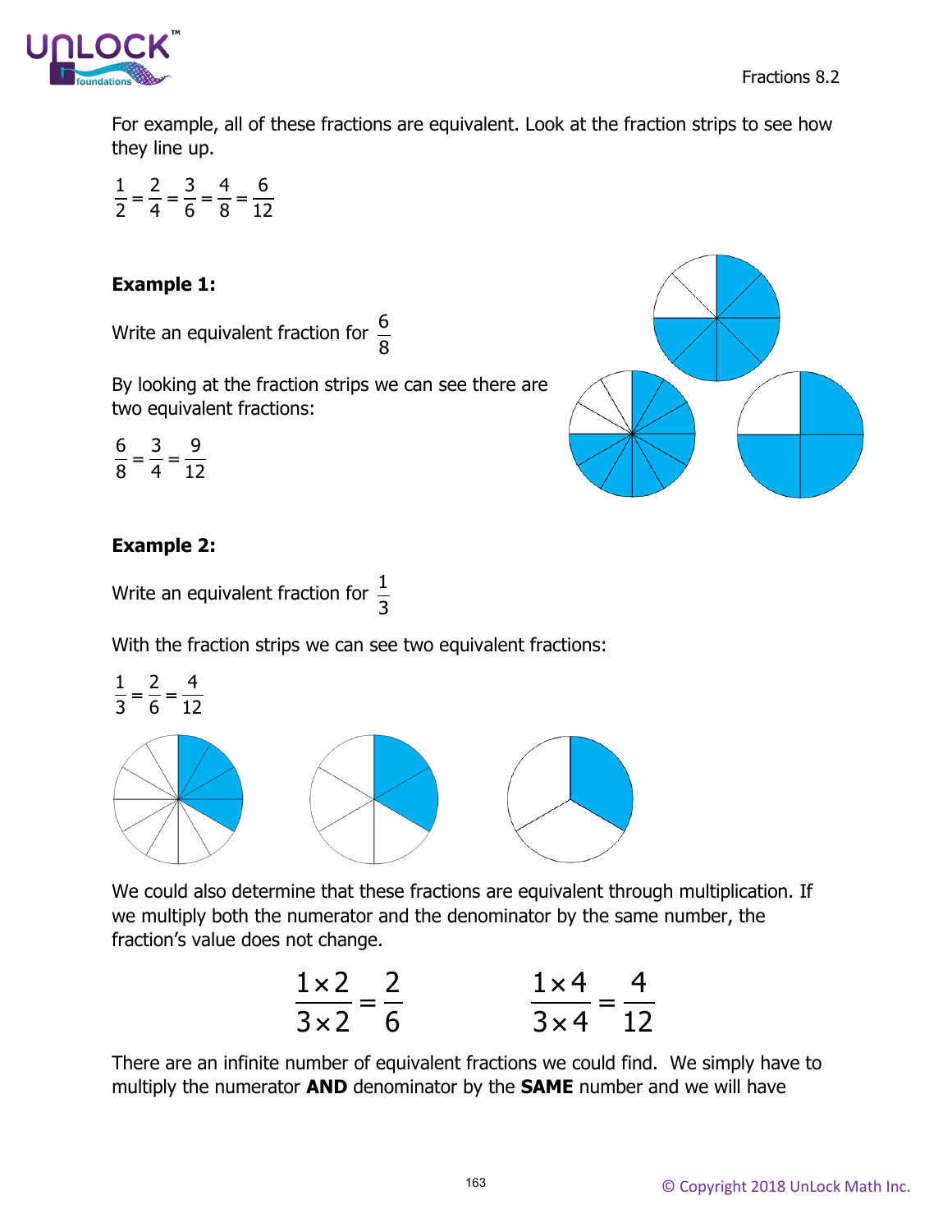For example, all of these fractions are equivalent. Look at the fraction strips to see how they line up.

$$\frac{1}{2} = \frac{2}{4} = \frac{3}{6} = \frac{4}{8} = \frac{6}{12}$$

**Example 1:**

Write an equivalent fraction for $\frac{6}{8}$

By looking at the fraction strips we can see there are two equivalent fractions:

$$\frac{6}{8} = \frac{3}{4} = \frac{9}{12}$$

**Example 2:**

Write an equivalent fraction for $\frac{1}{3}$

With the fraction strips we can see two equivalent fractions:

$$\frac{1}{3} = \frac{2}{6} = \frac{4}{12}$$

We could also determine that these fractions are equivalent through multiplication. If we multiply both the numerator and the denominator by the same number, the fraction's value does not change.

$$\frac{1 \times 2}{3 \times 2} = \frac{2}{6} \qquad \frac{1 \times 4}{3 \times 4} = \frac{4}{12}$$

There are an infinite number of equivalent fractions we could find. We simply have to multiply the numerator **AND** denominator by the **SAME** number and we will have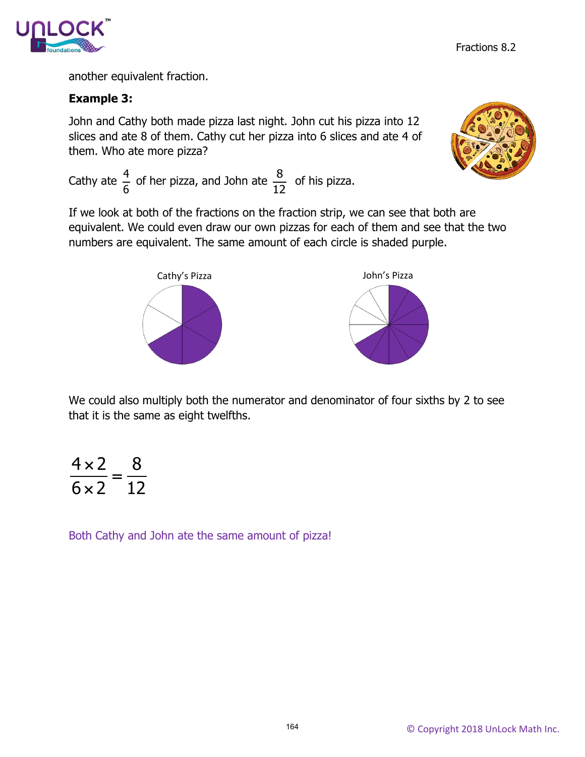another equivalent fraction.

**Example 3:**

John and Cathy both made pizza last night. John cut his pizza into 12 slices and ate 8 of them. Cathy cut her pizza into 6 slices and ate 4 of them. Who ate more pizza?

Cathy ate $\frac{4}{6}$ of her pizza, and John ate $\frac{8}{12}$ of his pizza.

If we look at both of the fractions on the fraction strip, we can see that both are equivalent. We could even draw our own pizzas for each of them and see that the two numbers are equivalent. The same amount of each circle is shaded purple.

Cathy's Pizza

John's Pizza

We could also multiply both the numerator and denominator of four sixths by 2 to see that it is the same as eight twelfths.

$$\frac{4 \times 2}{6 \times 2} = \frac{8}{12}$$

Both Cathy and John ate the same amount of pizza!